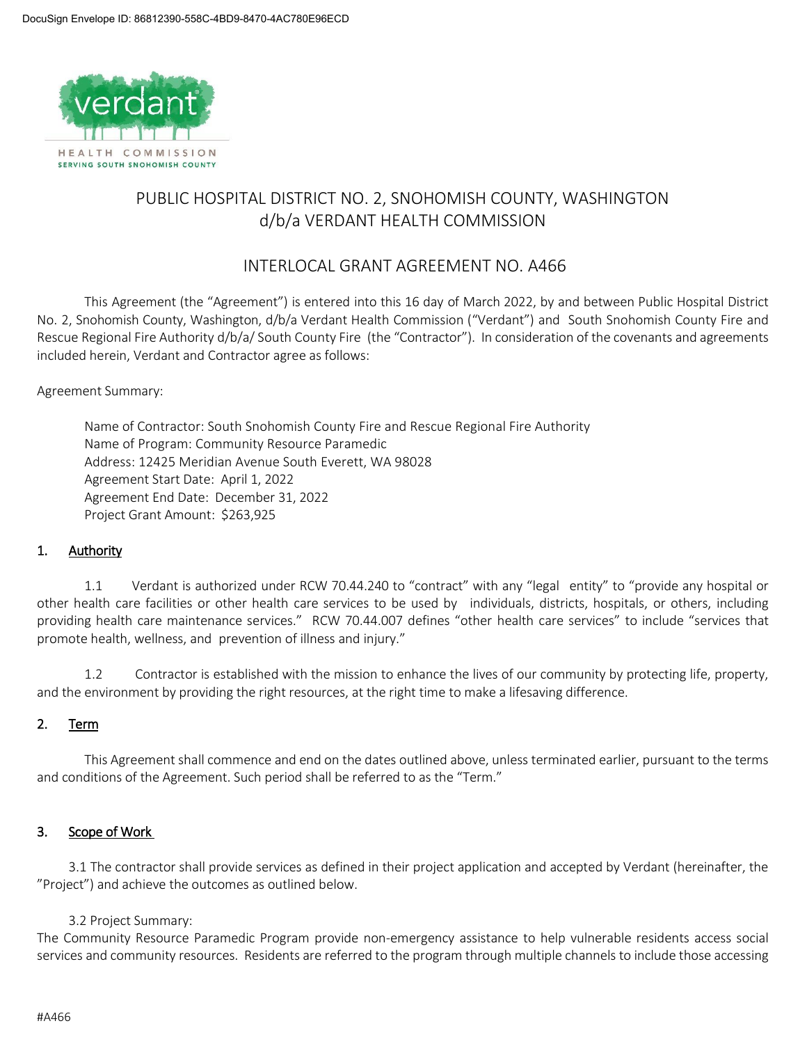PUBLIC HOSPITAL DISTRICT NO. 2, SNOHOMISH COUNTY, WASHINGTON
d/b/a VERDANT HEALTH COMMISSION

# INTERLOCAL GRANT AGREEMENT NO. A466

This Agreement (the "Agreement") is entered into this 16 day of March 2022, by and between Public Hospital District No. 2, Snohomish County, Washington, d/b/a Verdant Health Commission ("Verdant") and South Snohomish County Fire and Rescue Regional Fire Authority d/b/a/ South County Fire (the "Contractor"). In consideration of the covenants and agreements included herein, Verdant and Contractor agree as follows:

Agreement Summary:

Name of Contractor: South Snohomish County Fire and Rescue Regional Fire Authority
Name of Program: Community Resource Paramedic
Address: 12425 Meridian Avenue South Everett, WA 98028
Agreement Start Date: April 1, 2022
Agreement End Date: December 31, 2022
Project Grant Amount: $263,925

## 1. Authority

1.1 Verdant is authorized under RCW 70.44.240 to "contract" with any "legal entity" to "provide any hospital or other health care facilities or other health care services to be used by individuals, districts, hospitals, or others, including providing health care maintenance services." RCW 70.44.007 defines "other health care services" to include "services that promote health, wellness, and prevention of illness and injury."

1.2 Contractor is established with the mission to enhance the lives of our community by protecting life, property, and the environment by providing the right resources, at the right time to make a lifesaving difference.

## 2. Term

This Agreement shall commence and end on the dates outlined above, unless terminated earlier, pursuant to the terms and conditions of the Agreement. Such period shall be referred to as the "Term."

## 3. Scope of Work

3.1 The contractor shall provide services as defined in their project application and accepted by Verdant (hereinafter, the "Project") and achieve the outcomes as outlined below.

3.2 Project Summary:
The Community Resource Paramedic Program provide non-emergency assistance to help vulnerable residents access social services and community resources. Residents are referred to the program through multiple channels to include those accessing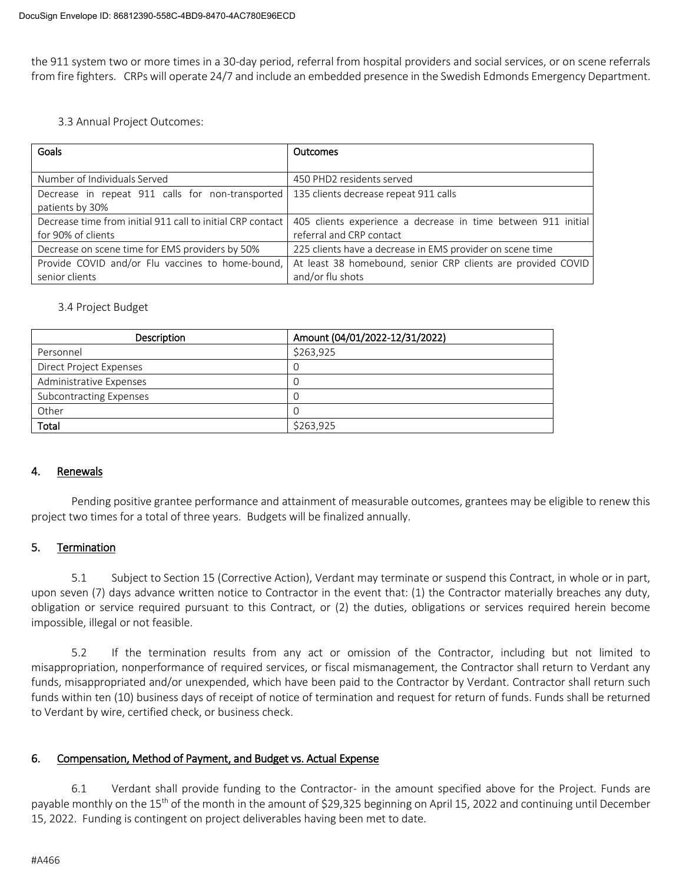the 911 system two or more times in a 30-day period, referral from hospital providers and social services, or on scene referrals from fire fighters. CRPs will operate 24/7 and include an embedded presence in the Swedish Edmonds Emergency Department.

3.3 Annual Project Outcomes:

| Goals | Outcomes |
|---|---|
| Number of Individuals Served | 450 PHD2 residents served |
| Decrease in repeat 911 calls for non-transported patients by 30% | 135 clients decrease repeat 911 calls |
| Decrease time from initial 911 call to initial CRP contact for 90% of clients | 405 clients experience a decrease in time between 911 initial referral and CRP contact |
| Decrease on scene time for EMS providers by 50% | 225 clients have a decrease in EMS provider on scene time |
| Provide COVID and/or Flu vaccines to home-bound, senior clients | At least 38 homebound, senior CRP clients are provided COVID and/or flu shots |

3.4 Project Budget

| Description | Amount (04/01/2022-12/31/2022) |
|---|---|
| Personnel | $263,925 |
| Direct Project Expenses | 0 |
| Administrative Expenses | 0 |
| Subcontracting Expenses | 0 |
| Other | 0 |
| **Total** | $263,925 |

## 4. Renewals

Pending positive grantee performance and attainment of measurable outcomes, grantees may be eligible to renew this project two times for a total of three years. Budgets will be finalized annually.

## 5. Termination

5.1 Subject to Section 15 (Corrective Action), Verdant may terminate or suspend this Contract, in whole or in part, upon seven (7) days advance written notice to Contractor in the event that: (1) the Contractor materially breaches any duty, obligation or service required pursuant to this Contract, or (2) the duties, obligations or services required herein become impossible, illegal or not feasible.

5.2 If the termination results from any act or omission of the Contractor, including but not limited to misappropriation, nonperformance of required services, or fiscal mismanagement, the Contractor shall return to Verdant any funds, misappropriated and/or unexpended, which have been paid to the Contractor by Verdant. Contractor shall return such funds within ten (10) business days of receipt of notice of termination and request for return of funds. Funds shall be returned to Verdant by wire, certified check, or business check.

## 6. Compensation, Method of Payment, and Budget vs. Actual Expense

6.1 Verdant shall provide funding to the Contractor- in the amount specified above for the Project. Funds are payable monthly on the 15th of the month in the amount of $29,325 beginning on April 15, 2022 and continuing until December 15, 2022. Funding is contingent on project deliverables having been met to date.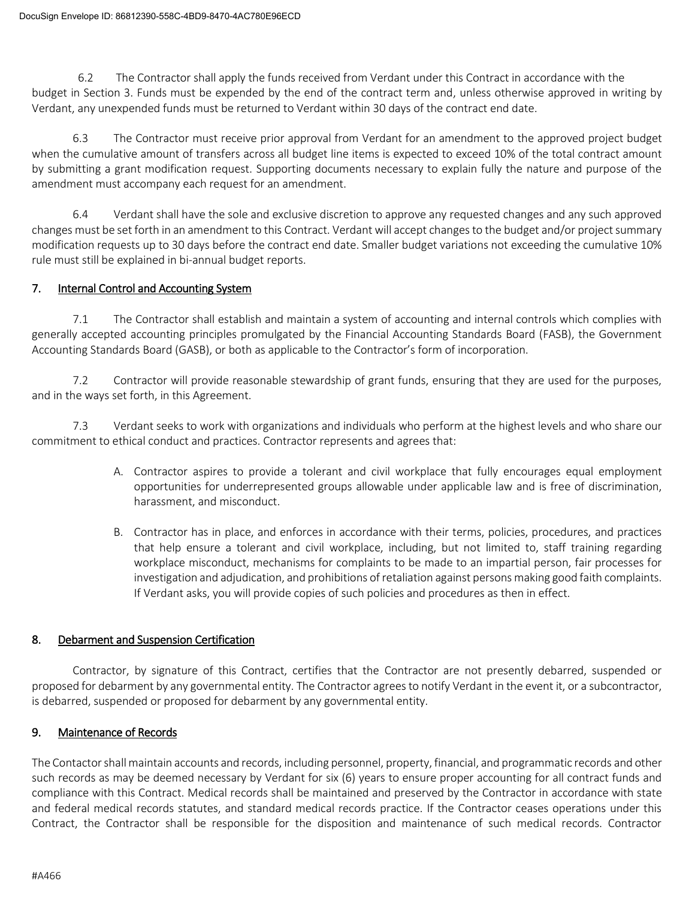6.2 The Contractor shall apply the funds received from Verdant under this Contract in accordance with the budget in Section 3. Funds must be expended by the end of the contract term and, unless otherwise approved in writing by Verdant, any unexpended funds must be returned to Verdant within 30 days of the contract end date.

6.3 The Contractor must receive prior approval from Verdant for an amendment to the approved project budget when the cumulative amount of transfers across all budget line items is expected to exceed 10% of the total contract amount by submitting a grant modification request. Supporting documents necessary to explain fully the nature and purpose of the amendment must accompany each request for an amendment.

6.4 Verdant shall have the sole and exclusive discretion to approve any requested changes and any such approved changes must be set forth in an amendment to this Contract. Verdant will accept changes to the budget and/or project summary modification requests up to 30 days before the contract end date. Smaller budget variations not exceeding the cumulative 10% rule must still be explained in bi-annual budget reports.

## 7. Internal Control and Accounting System

7.1 The Contractor shall establish and maintain a system of accounting and internal controls which complies with generally accepted accounting principles promulgated by the Financial Accounting Standards Board (FASB), the Government Accounting Standards Board (GASB), or both as applicable to the Contractor's form of incorporation.

7.2 Contractor will provide reasonable stewardship of grant funds, ensuring that they are used for the purposes, and in the ways set forth, in this Agreement.

7.3 Verdant seeks to work with organizations and individuals who perform at the highest levels and who share our commitment to ethical conduct and practices. Contractor represents and agrees that:

A. Contractor aspires to provide a tolerant and civil workplace that fully encourages equal employment opportunities for underrepresented groups allowable under applicable law and is free of discrimination, harassment, and misconduct.

B. Contractor has in place, and enforces in accordance with their terms, policies, procedures, and practices that help ensure a tolerant and civil workplace, including, but not limited to, staff training regarding workplace misconduct, mechanisms for complaints to be made to an impartial person, fair processes for investigation and adjudication, and prohibitions of retaliation against persons making good faith complaints. If Verdant asks, you will provide copies of such policies and procedures as then in effect.

## 8. Debarment and Suspension Certification

Contractor, by signature of this Contract, certifies that the Contractor are not presently debarred, suspended or proposed for debarment by any governmental entity. The Contractor agrees to notify Verdant in the event it, or a subcontractor, is debarred, suspended or proposed for debarment by any governmental entity.

## 9. Maintenance of Records

The Contactor shall maintain accounts and records, including personnel, property, financial, and programmatic records and other such records as may be deemed necessary by Verdant for six (6) years to ensure proper accounting for all contract funds and compliance with this Contract. Medical records shall be maintained and preserved by the Contractor in accordance with state and federal medical records statutes, and standard medical records practice. If the Contractor ceases operations under this Contract, the Contractor shall be responsible for the disposition and maintenance of such medical records. Contractor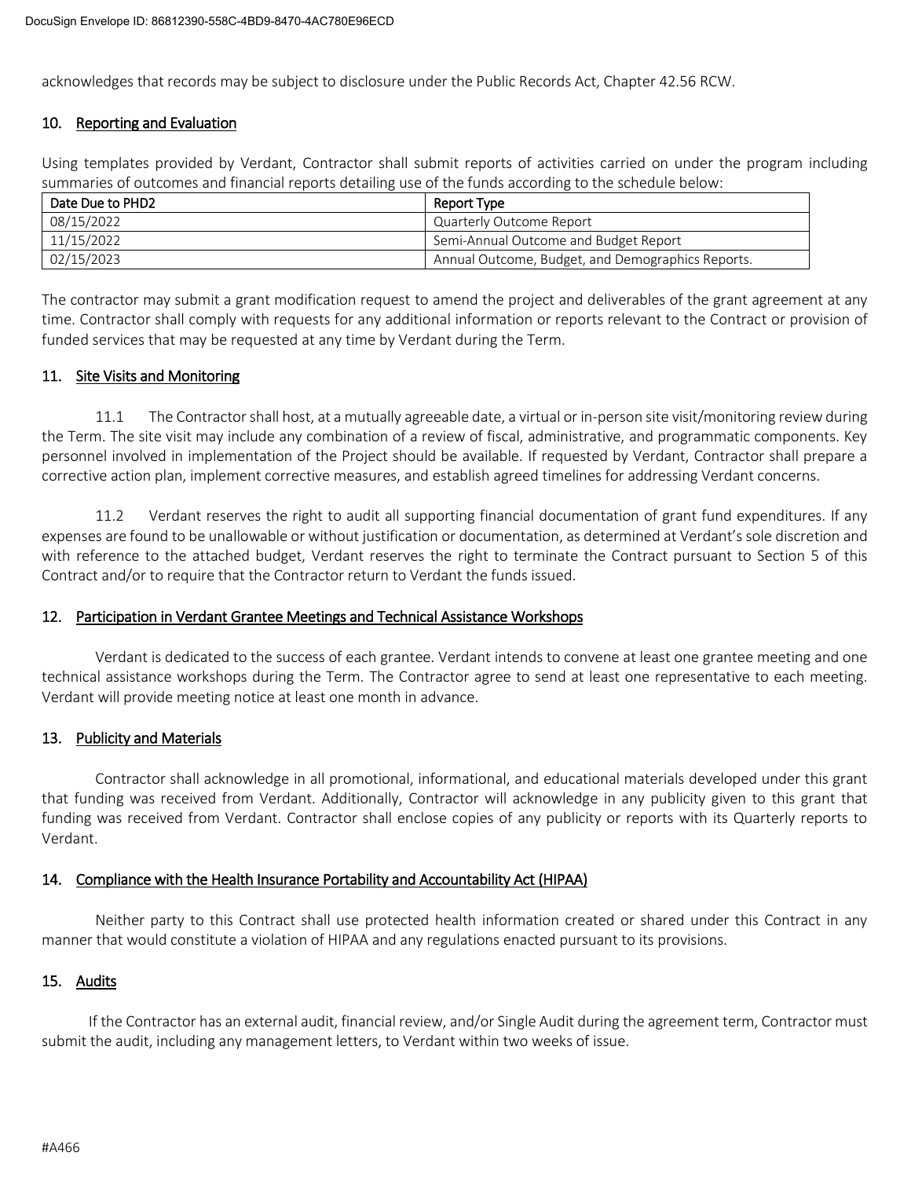acknowledges that records may be subject to disclosure under the Public Records Act, Chapter 42.56 RCW.

## 10. Reporting and Evaluation

Using templates provided by Verdant, Contractor shall submit reports of activities carried on under the program including summaries of outcomes and financial reports detailing use of the funds according to the schedule below:

| Date Due to PHD2 | Report Type |
|---|---|
| 08/15/2022 | Quarterly Outcome Report |
| 11/15/2022 | Semi-Annual Outcome and Budget Report |
| 02/15/2023 | Annual Outcome, Budget, and Demographics Reports. |

The contractor may submit a grant modification request to amend the project and deliverables of the grant agreement at any time. Contractor shall comply with requests for any additional information or reports relevant to the Contract or provision of funded services that may be requested at any time by Verdant during the Term.

## 11. Site Visits and Monitoring

11.1 The Contractor shall host, at a mutually agreeable date, a virtual or in-person site visit/monitoring review during the Term. The site visit may include any combination of a review of fiscal, administrative, and programmatic components. Key personnel involved in implementation of the Project should be available. If requested by Verdant, Contractor shall prepare a corrective action plan, implement corrective measures, and establish agreed timelines for addressing Verdant concerns.

11.2 Verdant reserves the right to audit all supporting financial documentation of grant fund expenditures. If any expenses are found to be unallowable or without justification or documentation, as determined at Verdant's sole discretion and with reference to the attached budget, Verdant reserves the right to terminate the Contract pursuant to Section 5 of this Contract and/or to require that the Contractor return to Verdant the funds issued.

## 12. Participation in Verdant Grantee Meetings and Technical Assistance Workshops

Verdant is dedicated to the success of each grantee. Verdant intends to convene at least one grantee meeting and one technical assistance workshops during the Term. The Contractor agree to send at least one representative to each meeting. Verdant will provide meeting notice at least one month in advance.

## 13. Publicity and Materials

Contractor shall acknowledge in all promotional, informational, and educational materials developed under this grant that funding was received from Verdant. Additionally, Contractor will acknowledge in any publicity given to this grant that funding was received from Verdant. Contractor shall enclose copies of any publicity or reports with its Quarterly reports to Verdant.

## 14. Compliance with the Health Insurance Portability and Accountability Act (HIPAA)

Neither party to this Contract shall use protected health information created or shared under this Contract in any manner that would constitute a violation of HIPAA and any regulations enacted pursuant to its provisions.

## 15. Audits

If the Contractor has an external audit, financial review, and/or Single Audit during the agreement term, Contractor must submit the audit, including any management letters, to Verdant within two weeks of issue.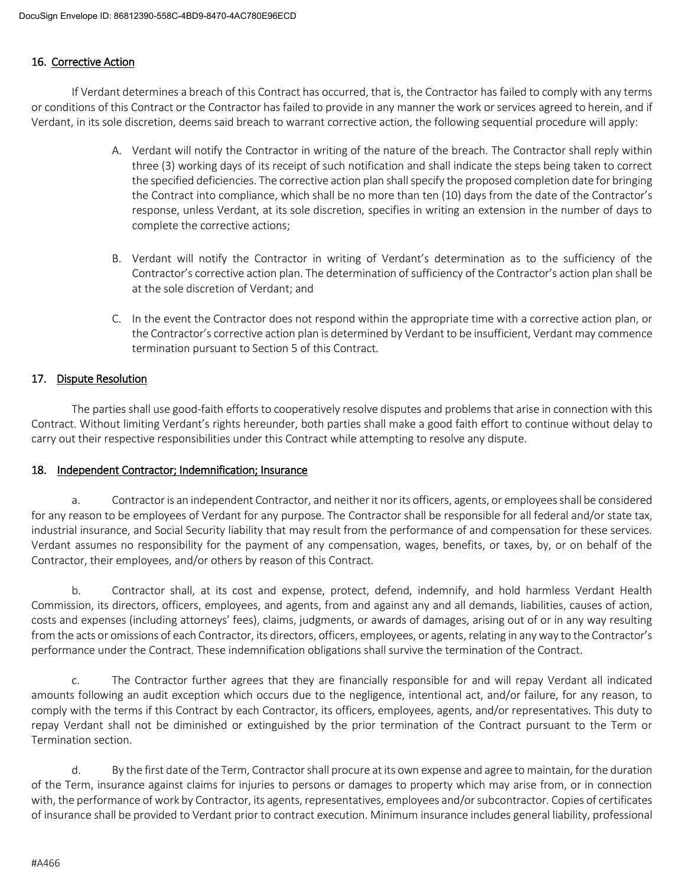## 16. Corrective Action

If Verdant determines a breach of this Contract has occurred, that is, the Contractor has failed to comply with any terms or conditions of this Contract or the Contractor has failed to provide in any manner the work or services agreed to herein, and if Verdant, in its sole discretion, deems said breach to warrant corrective action, the following sequential procedure will apply:

A. Verdant will notify the Contractor in writing of the nature of the breach. The Contractor shall reply within three (3) working days of its receipt of such notification and shall indicate the steps being taken to correct the specified deficiencies. The corrective action plan shall specify the proposed completion date for bringing the Contract into compliance, which shall be no more than ten (10) days from the date of the Contractor's response, unless Verdant, at its sole discretion, specifies in writing an extension in the number of days to complete the corrective actions;

B. Verdant will notify the Contractor in writing of Verdant's determination as to the sufficiency of the Contractor's corrective action plan. The determination of sufficiency of the Contractor's action plan shall be at the sole discretion of Verdant; and

C. In the event the Contractor does not respond within the appropriate time with a corrective action plan, or the Contractor's corrective action plan is determined by Verdant to be insufficient, Verdant may commence termination pursuant to Section 5 of this Contract.

## 17. Dispute Resolution

The parties shall use good-faith efforts to cooperatively resolve disputes and problems that arise in connection with this Contract. Without limiting Verdant's rights hereunder, both parties shall make a good faith effort to continue without delay to carry out their respective responsibilities under this Contract while attempting to resolve any dispute.

## 18. Independent Contractor; Indemnification; Insurance

a. Contractor is an independent Contractor, and neither it nor its officers, agents, or employees shall be considered for any reason to be employees of Verdant for any purpose. The Contractor shall be responsible for all federal and/or state tax, industrial insurance, and Social Security liability that may result from the performance of and compensation for these services. Verdant assumes no responsibility for the payment of any compensation, wages, benefits, or taxes, by, or on behalf of the Contractor, their employees, and/or others by reason of this Contract.

b. Contractor shall, at its cost and expense, protect, defend, indemnify, and hold harmless Verdant Health Commission, its directors, officers, employees, and agents, from and against any and all demands, liabilities, causes of action, costs and expenses (including attorneys' fees), claims, judgments, or awards of damages, arising out of or in any way resulting from the acts or omissions of each Contractor, its directors, officers, employees, or agents, relating in any way to the Contractor's performance under the Contract. These indemnification obligations shall survive the termination of the Contract.

c. The Contractor further agrees that they are financially responsible for and will repay Verdant all indicated amounts following an audit exception which occurs due to the negligence, intentional act, and/or failure, for any reason, to comply with the terms if this Contract by each Contractor, its officers, employees, agents, and/or representatives. This duty to repay Verdant shall not be diminished or extinguished by the prior termination of the Contract pursuant to the Term or Termination section.

d. By the first date of the Term, Contractor shall procure at its own expense and agree to maintain, for the duration of the Term, insurance against claims for injuries to persons or damages to property which may arise from, or in connection with, the performance of work by Contractor, its agents, representatives, employees and/or subcontractor. Copies of certificates of insurance shall be provided to Verdant prior to contract execution. Minimum insurance includes general liability, professional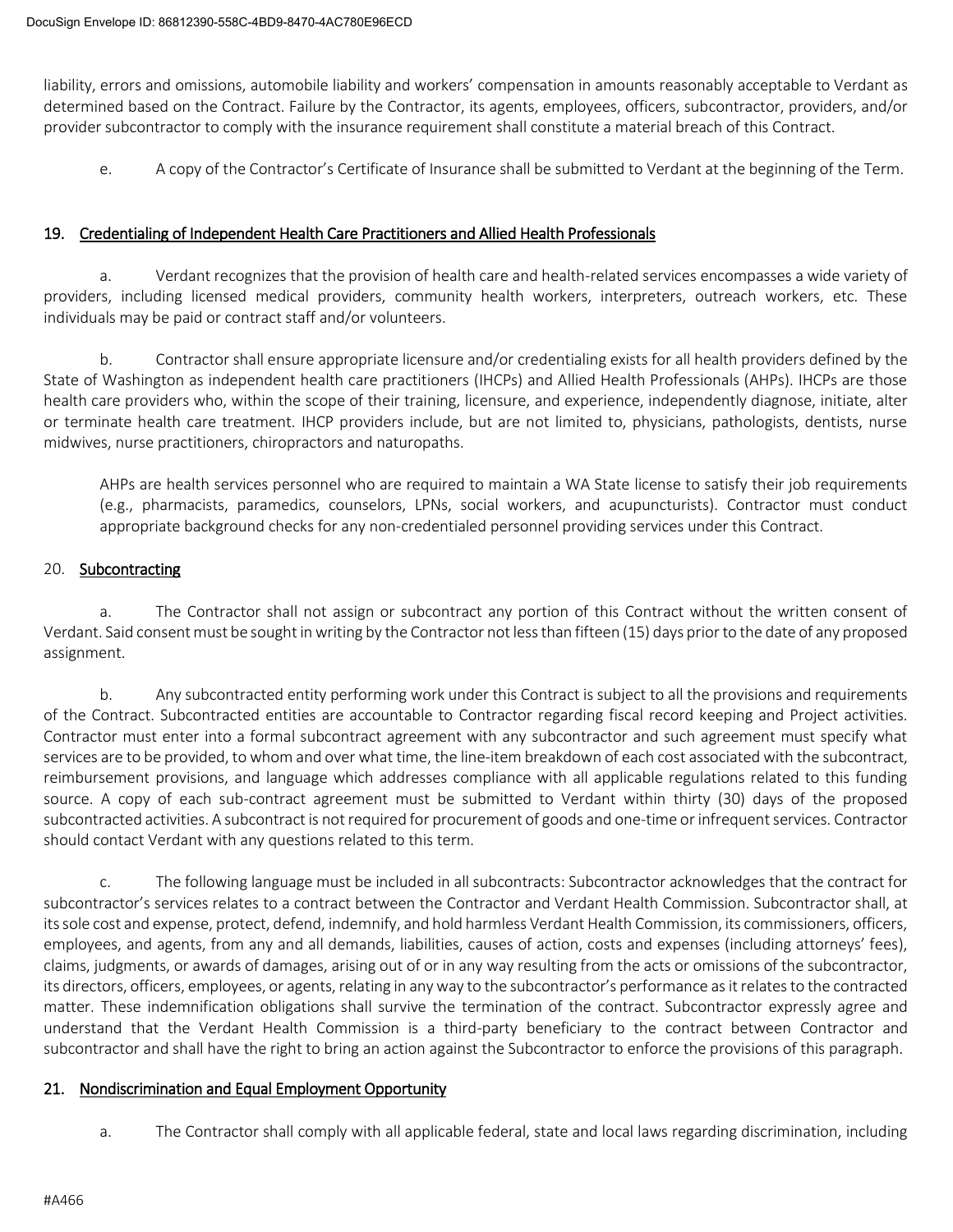liability, errors and omissions, automobile liability and workers' compensation in amounts reasonably acceptable to Verdant as determined based on the Contract. Failure by the Contractor, its agents, employees, officers, subcontractor, providers, and/or provider subcontractor to comply with the insurance requirement shall constitute a material breach of this Contract.

e. A copy of the Contractor's Certificate of Insurance shall be submitted to Verdant at the beginning of the Term.

## 19. Credentialing of Independent Health Care Practitioners and Allied Health Professionals

a. Verdant recognizes that the provision of health care and health-related services encompasses a wide variety of providers, including licensed medical providers, community health workers, interpreters, outreach workers, etc. These individuals may be paid or contract staff and/or volunteers.

b. Contractor shall ensure appropriate licensure and/or credentialing exists for all health providers defined by the State of Washington as independent health care practitioners (IHCPs) and Allied Health Professionals (AHPs). IHCPs are those health care providers who, within the scope of their training, licensure, and experience, independently diagnose, initiate, alter or terminate health care treatment. IHCP providers include, but are not limited to, physicians, pathologists, dentists, nurse midwives, nurse practitioners, chiropractors and naturopaths.

AHPs are health services personnel who are required to maintain a WA State license to satisfy their job requirements (e.g., pharmacists, paramedics, counselors, LPNs, social workers, and acupuncturists). Contractor must conduct appropriate background checks for any non-credentialed personnel providing services under this Contract.

## 20. Subcontracting

a. The Contractor shall not assign or subcontract any portion of this Contract without the written consent of Verdant. Said consent must be sought in writing by the Contractor not less than fifteen (15) days prior to the date of any proposed assignment.

b. Any subcontracted entity performing work under this Contract is subject to all the provisions and requirements of the Contract. Subcontracted entities are accountable to Contractor regarding fiscal record keeping and Project activities. Contractor must enter into a formal subcontract agreement with any subcontractor and such agreement must specify what services are to be provided, to whom and over what time, the line-item breakdown of each cost associated with the subcontract, reimbursement provisions, and language which addresses compliance with all applicable regulations related to this funding source. A copy of each sub-contract agreement must be submitted to Verdant within thirty (30) days of the proposed subcontracted activities. A subcontract is not required for procurement of goods and one-time or infrequent services. Contractor should contact Verdant with any questions related to this term.

c. The following language must be included in all subcontracts: Subcontractor acknowledges that the contract for subcontractor's services relates to a contract between the Contractor and Verdant Health Commission. Subcontractor shall, at its sole cost and expense, protect, defend, indemnify, and hold harmless Verdant Health Commission, its commissioners, officers, employees, and agents, from any and all demands, liabilities, causes of action, costs and expenses (including attorneys' fees), claims, judgments, or awards of damages, arising out of or in any way resulting from the acts or omissions of the subcontractor, its directors, officers, employees, or agents, relating in any way to the subcontractor's performance as it relates to the contracted matter. These indemnification obligations shall survive the termination of the contract. Subcontractor expressly agree and understand that the Verdant Health Commission is a third-party beneficiary to the contract between Contractor and subcontractor and shall have the right to bring an action against the Subcontractor to enforce the provisions of this paragraph.

## 21. Nondiscrimination and Equal Employment Opportunity

a. The Contractor shall comply with all applicable federal, state and local laws regarding discrimination, including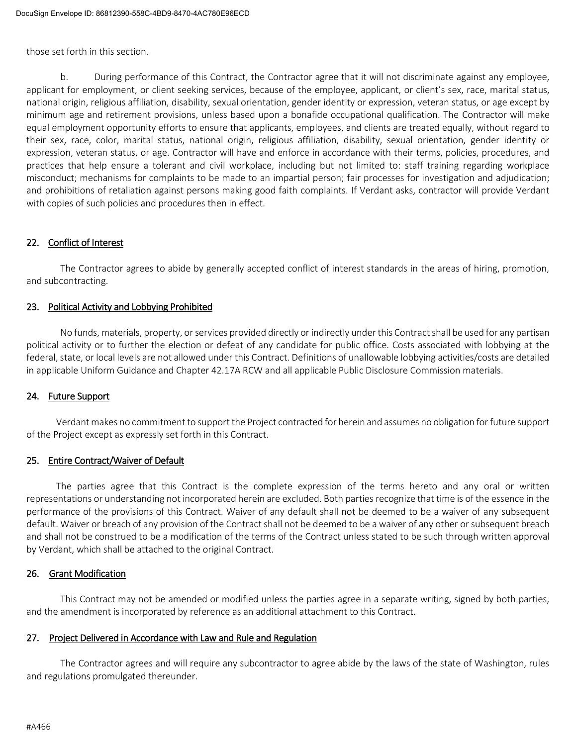those set forth in this section.

b. During performance of this Contract, the Contractor agree that it will not discriminate against any employee, applicant for employment, or client seeking services, because of the employee, applicant, or client's sex, race, marital status, national origin, religious affiliation, disability, sexual orientation, gender identity or expression, veteran status, or age except by minimum age and retirement provisions, unless based upon a bonafide occupational qualification. The Contractor will make equal employment opportunity efforts to ensure that applicants, employees, and clients are treated equally, without regard to their sex, race, color, marital status, national origin, religious affiliation, disability, sexual orientation, gender identity or expression, veteran status, or age. Contractor will have and enforce in accordance with their terms, policies, procedures, and practices that help ensure a tolerant and civil workplace, including but not limited to: staff training regarding workplace misconduct; mechanisms for complaints to be made to an impartial person; fair processes for investigation and adjudication; and prohibitions of retaliation against persons making good faith complaints. If Verdant asks, contractor will provide Verdant with copies of such policies and procedures then in effect.

## 22. Conflict of Interest

The Contractor agrees to abide by generally accepted conflict of interest standards in the areas of hiring, promotion, and subcontracting.

## 23. Political Activity and Lobbying Prohibited

No funds, materials, property, or services provided directly or indirectly under this Contract shall be used for any partisan political activity or to further the election or defeat of any candidate for public office. Costs associated with lobbying at the federal, state, or local levels are not allowed under this Contract. Definitions of unallowable lobbying activities/costs are detailed in applicable Uniform Guidance and Chapter 42.17A RCW and all applicable Public Disclosure Commission materials.

## 24. Future Support

Verdant makes no commitment to support the Project contracted for herein and assumes no obligation for future support of the Project except as expressly set forth in this Contract.

## 25. Entire Contract/Waiver of Default

The parties agree that this Contract is the complete expression of the terms hereto and any oral or written representations or understanding not incorporated herein are excluded. Both parties recognize that time is of the essence in the performance of the provisions of this Contract. Waiver of any default shall not be deemed to be a waiver of any subsequent default. Waiver or breach of any provision of the Contract shall not be deemed to be a waiver of any other or subsequent breach and shall not be construed to be a modification of the terms of the Contract unless stated to be such through written approval by Verdant, which shall be attached to the original Contract.

## 26. Grant Modification

This Contract may not be amended or modified unless the parties agree in a separate writing, signed by both parties, and the amendment is incorporated by reference as an additional attachment to this Contract.

## 27. Project Delivered in Accordance with Law and Rule and Regulation

The Contractor agrees and will require any subcontractor to agree abide by the laws of the state of Washington, rules and regulations promulgated thereunder.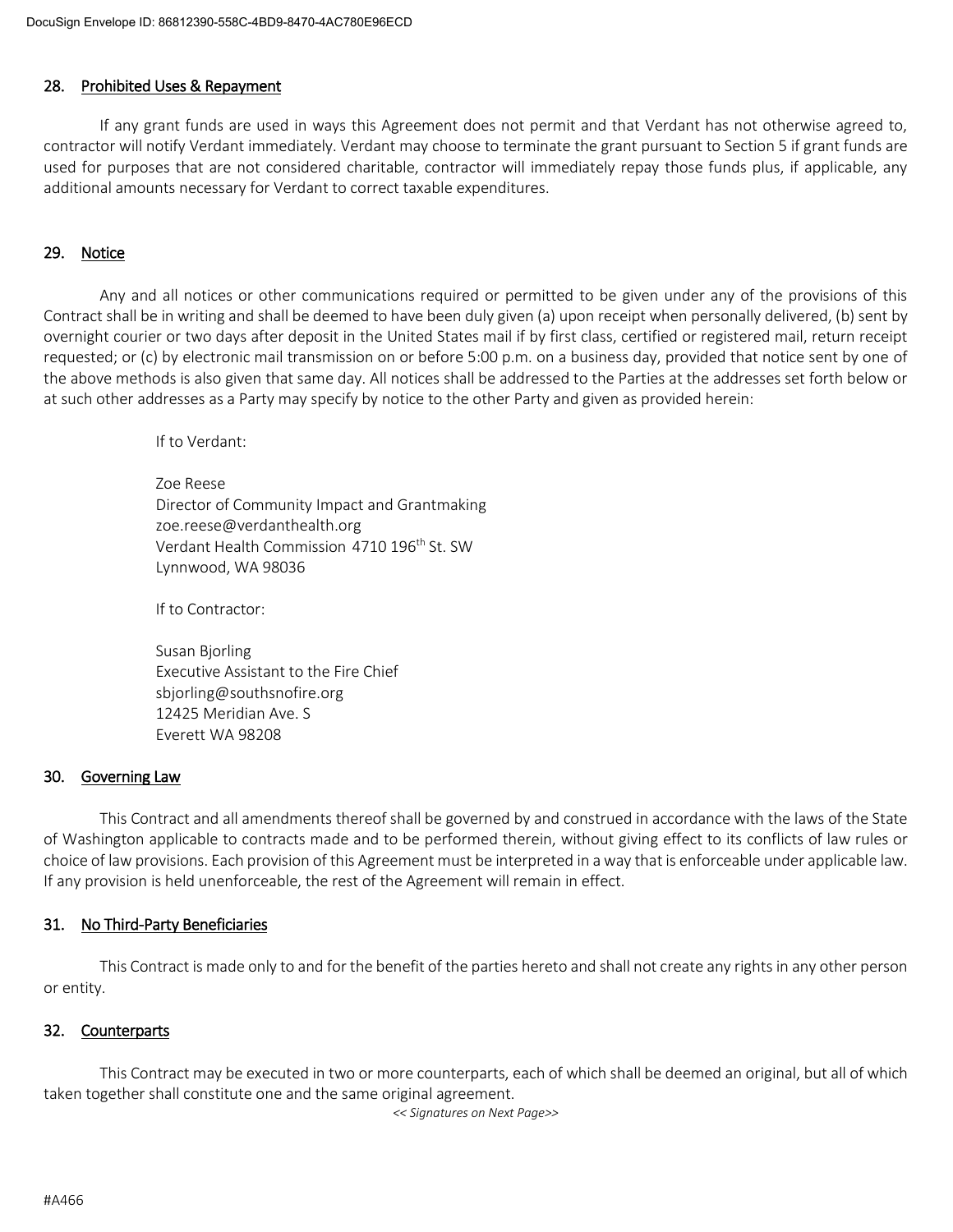## 28. Prohibited Uses & Repayment

If any grant funds are used in ways this Agreement does not permit and that Verdant has not otherwise agreed to, contractor will notify Verdant immediately. Verdant may choose to terminate the grant pursuant to Section 5 if grant funds are used for purposes that are not considered charitable, contractor will immediately repay those funds plus, if applicable, any additional amounts necessary for Verdant to correct taxable expenditures.

## 29. Notice

Any and all notices or other communications required or permitted to be given under any of the provisions of this Contract shall be in writing and shall be deemed to have been duly given (a) upon receipt when personally delivered, (b) sent by overnight courier or two days after deposit in the United States mail if by first class, certified or registered mail, return receipt requested; or (c) by electronic mail transmission on or before 5:00 p.m. on a business day, provided that notice sent by one of the above methods is also given that same day. All notices shall be addressed to the Parties at the addresses set forth below or at such other addresses as a Party may specify by notice to the other Party and given as provided herein:

If to Verdant:

Zoe Reese
Director of Community Impact and Grantmaking
zoe.reese@verdanthealth.org
Verdant Health Commission 4710 196th St. SW
Lynnwood, WA 98036

If to Contractor:

Susan Bjorling
Executive Assistant to the Fire Chief
sbjorling@southsnofire.org
12425 Meridian Ave. S
Everett WA 98208

## 30. Governing Law

This Contract and all amendments thereof shall be governed by and construed in accordance with the laws of the State of Washington applicable to contracts made and to be performed therein, without giving effect to its conflicts of law rules or choice of law provisions. Each provision of this Agreement must be interpreted in a way that is enforceable under applicable law. If any provision is held unenforceable, the rest of the Agreement will remain in effect.

## 31. No Third-Party Beneficiaries

This Contract is made only to and for the benefit of the parties hereto and shall not create any rights in any other person or entity.

## 32. Counterparts

This Contract may be executed in two or more counterparts, each of which shall be deemed an original, but all of which taken together shall constitute one and the same original agreement.

*<< Signatures on Next Page>>*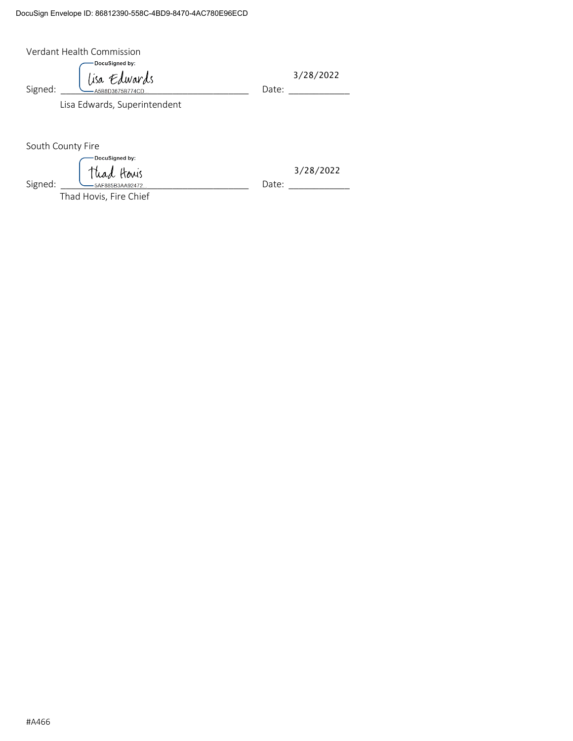DocuSign Envelope ID: 86812390-558C-4BD9-8470-4AC780E96ECD

Verdant Health Commission

Signed: DocuSigned by: Lisa Edwards A5B8D3675B774CD... Date: 3/28/2022

Lisa Edwards, Superintendent

South County Fire

Signed: DocuSigned by: Thad Hovis 5AF885B3AA92472... Date: 3/28/2022

Thad Hovis, Fire Chief

#A466